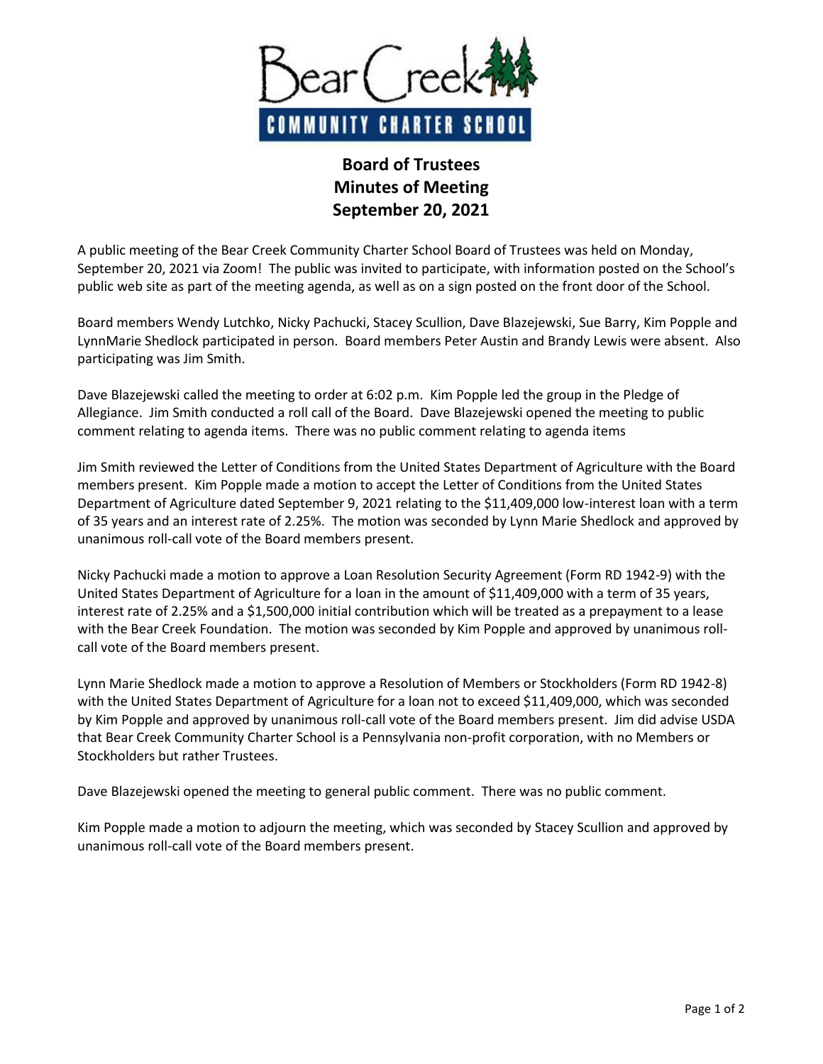Bear Creek COMMUNITY CHARTER SCHOOL

# Board of Trustees
# Minutes of Meeting
# September 20, 2021

A public meeting of the Bear Creek Community Charter School Board of Trustees was held on Monday, September 20, 2021 via Zoom! The public was invited to participate, with information posted on the School's public web site as part of the meeting agenda, as well as on a sign posted on the front door of the School.

Board members Wendy Lutchko, Nicky Pachucki, Stacey Scullion, Dave Blazejewski, Sue Barry, Kim Popple and LynnMarie Shedlock participated in person. Board members Peter Austin and Brandy Lewis were absent. Also participating was Jim Smith.

Dave Blazejewski called the meeting to order at 6:02 p.m. Kim Popple led the group in the Pledge of Allegiance. Jim Smith conducted a roll call of the Board. Dave Blazejewski opened the meeting to public comment relating to agenda items. There was no public comment relating to agenda items

Jim Smith reviewed the Letter of Conditions from the United States Department of Agriculture with the Board members present. Kim Popple made a motion to accept the Letter of Conditions from the United States Department of Agriculture dated September 9, 2021 relating to the $11,409,000 low-interest loan with a term of 35 years and an interest rate of 2.25%. The motion was seconded by Lynn Marie Shedlock and approved by unanimous roll-call vote of the Board members present.

Nicky Pachucki made a motion to approve a Loan Resolution Security Agreement (Form RD 1942-9) with the United States Department of Agriculture for a loan in the amount of $11,409,000 with a term of 35 years, interest rate of 2.25% and a $1,500,000 initial contribution which will be treated as a prepayment to a lease with the Bear Creek Foundation. The motion was seconded by Kim Popple and approved by unanimous roll-call vote of the Board members present.

Lynn Marie Shedlock made a motion to approve a Resolution of Members or Stockholders (Form RD 1942-8) with the United States Department of Agriculture for a loan not to exceed $11,409,000, which was seconded by Kim Popple and approved by unanimous roll-call vote of the Board members present. Jim did advise USDA that Bear Creek Community Charter School is a Pennsylvania non-profit corporation, with no Members or Stockholders but rather Trustees.

Dave Blazejewski opened the meeting to general public comment. There was no public comment.

Kim Popple made a motion to adjourn the meeting, which was seconded by Stacey Scullion and approved by unanimous roll-call vote of the Board members present.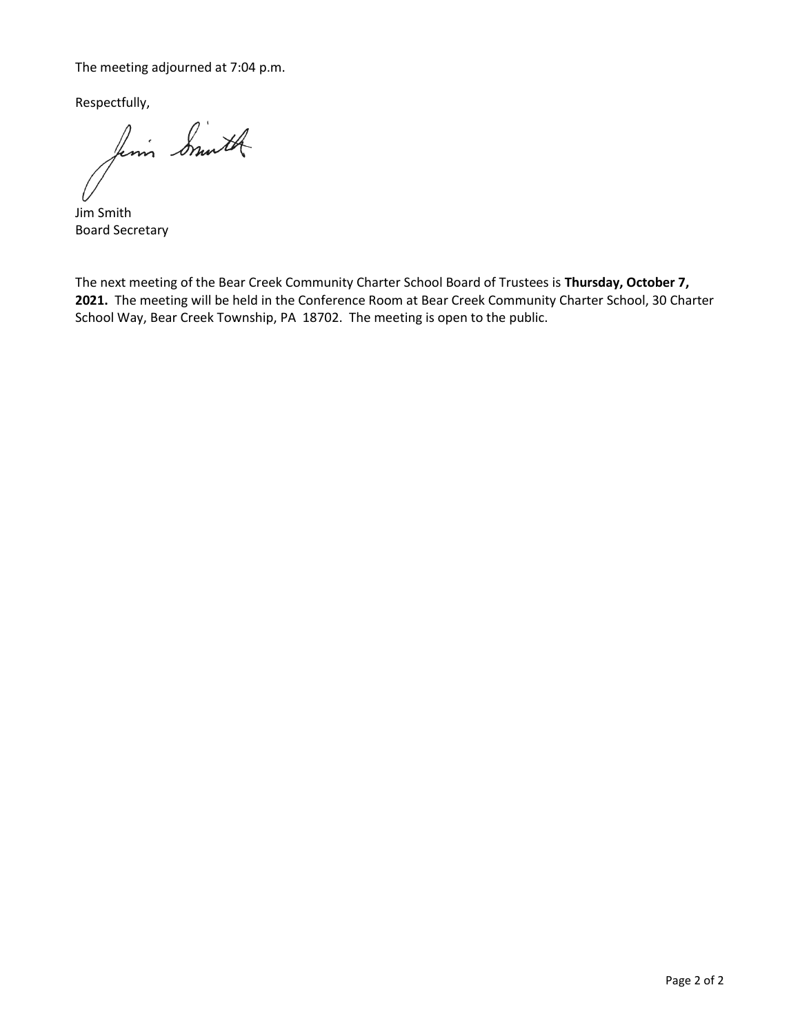The meeting adjourned at 7:04 p.m.

Respectfully,

Jim Smith
Board Secretary

The next meeting of the Bear Creek Community Charter School Board of Trustees is **Thursday, October 7, 2021.** The meeting will be held in the Conference Room at Bear Creek Community Charter School, 30 Charter School Way, Bear Creek Township, PA 18702. The meeting is open to the public.